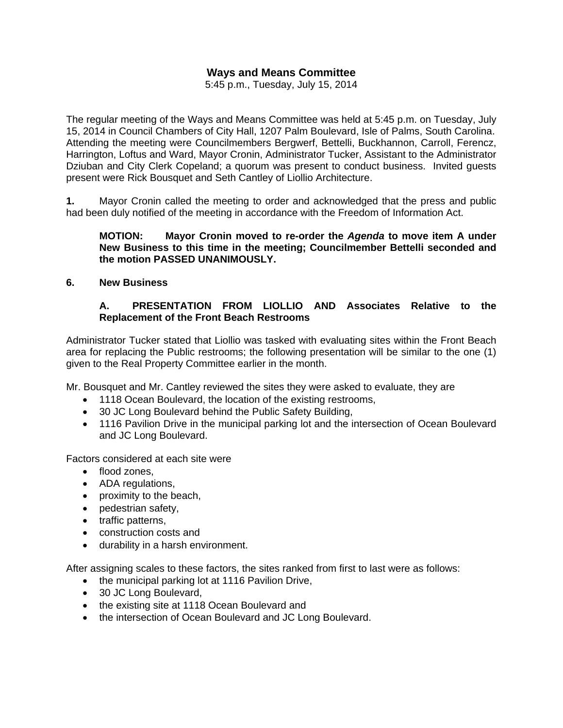# Ways and Means Committee

5:45 p.m., Tuesday, July 15, 2014

The regular meeting of the Ways and Means Committee was held at 5:45 p.m. on Tuesday, July 15, 2014 in Council Chambers of City Hall, 1207 Palm Boulevard, Isle of Palms, South Carolina. Attending the meeting were Councilmembers Bergwerf, Bettelli, Buckhannon, Carroll, Ferencz, Harrington, Loftus and Ward, Mayor Cronin, Administrator Tucker, Assistant to the Administrator Dziuban and City Clerk Copeland; a quorum was present to conduct business. Invited guests present were Rick Bousquet and Seth Cantley of Liollio Architecture.

**1.** Mayor Cronin called the meeting to order and acknowledged that the press and public had been duly notified of the meeting in accordance with the Freedom of Information Act.

> **MOTION: Mayor Cronin moved to re-order the *Agenda* to move item A under New Business to this time in the meeting; Councilmember Bettelli seconded and the motion PASSED UNANIMOUSLY.**

**6. New Business**

> **A. PRESENTATION FROM LIOLLIO AND Associates Relative to the Replacement of the Front Beach Restrooms**

Administrator Tucker stated that Liollio was tasked with evaluating sites within the Front Beach area for replacing the Public restrooms; the following presentation will be similar to the one (1) given to the Real Property Committee earlier in the month.

Mr. Bousquet and Mr. Cantley reviewed the sites they were asked to evaluate, they are

- 1118 Ocean Boulevard, the location of the existing restrooms,
- 30 JC Long Boulevard behind the Public Safety Building,
- 1116 Pavilion Drive in the municipal parking lot and the intersection of Ocean Boulevard and JC Long Boulevard.

Factors considered at each site were

- flood zones,
- ADA regulations,
- proximity to the beach,
- pedestrian safety,
- traffic patterns,
- construction costs and
- durability in a harsh environment.

After assigning scales to these factors, the sites ranked from first to last were as follows:

- the municipal parking lot at 1116 Pavilion Drive,
- 30 JC Long Boulevard,
- the existing site at 1118 Ocean Boulevard and
- the intersection of Ocean Boulevard and JC Long Boulevard.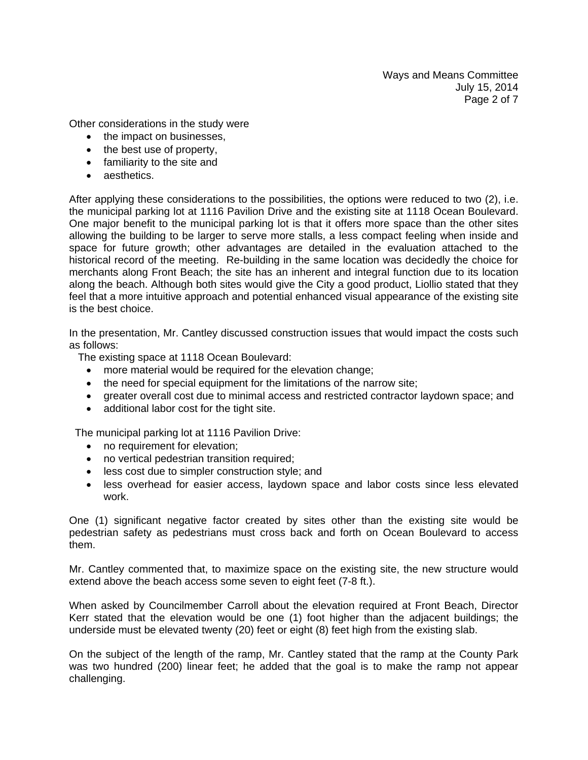Other considerations in the study were

- the impact on businesses,
- the best use of property,
- familiarity to the site and
- aesthetics.

After applying these considerations to the possibilities, the options were reduced to two (2), i.e. the municipal parking lot at 1116 Pavilion Drive and the existing site at 1118 Ocean Boulevard. One major benefit to the municipal parking lot is that it offers more space than the other sites allowing the building to be larger to serve more stalls, a less compact feeling when inside and space for future growth; other advantages are detailed in the evaluation attached to the historical record of the meeting. Re-building in the same location was decidedly the choice for merchants along Front Beach; the site has an inherent and integral function due to its location along the beach. Although both sites would give the City a good product, Liollio stated that they feel that a more intuitive approach and potential enhanced visual appearance of the existing site is the best choice.

In the presentation, Mr. Cantley discussed construction issues that would impact the costs such as follows:

The existing space at 1118 Ocean Boulevard:

- more material would be required for the elevation change;
- the need for special equipment for the limitations of the narrow site;
- greater overall cost due to minimal access and restricted contractor laydown space; and
- additional labor cost for the tight site.

The municipal parking lot at 1116 Pavilion Drive:

- no requirement for elevation;
- no vertical pedestrian transition required;
- less cost due to simpler construction style; and
- less overhead for easier access, laydown space and labor costs since less elevated work.

One (1) significant negative factor created by sites other than the existing site would be pedestrian safety as pedestrians must cross back and forth on Ocean Boulevard to access them.

Mr. Cantley commented that, to maximize space on the existing site, the new structure would extend above the beach access some seven to eight feet (7-8 ft.).

When asked by Councilmember Carroll about the elevation required at Front Beach, Director Kerr stated that the elevation would be one (1) foot higher than the adjacent buildings; the underside must be elevated twenty (20) feet or eight (8) feet high from the existing slab.

On the subject of the length of the ramp, Mr. Cantley stated that the ramp at the County Park was two hundred (200) linear feet; he added that the goal is to make the ramp not appear challenging.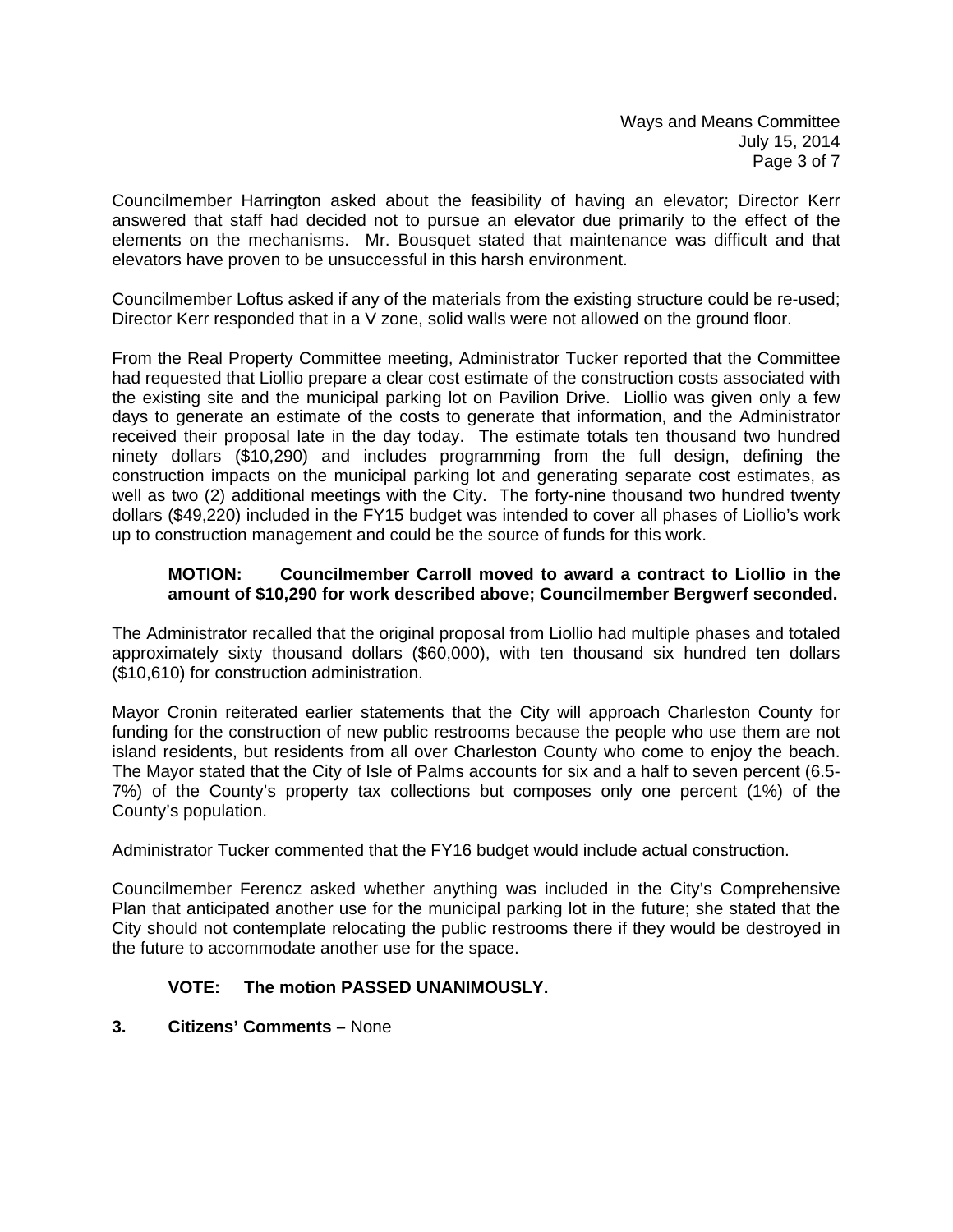Councilmember Harrington asked about the feasibility of having an elevator; Director Kerr answered that staff had decided not to pursue an elevator due primarily to the effect of the elements on the mechanisms. Mr. Bousquet stated that maintenance was difficult and that elevators have proven to be unsuccessful in this harsh environment.

Councilmember Loftus asked if any of the materials from the existing structure could be re-used; Director Kerr responded that in a V zone, solid walls were not allowed on the ground floor.

From the Real Property Committee meeting, Administrator Tucker reported that the Committee had requested that Liollio prepare a clear cost estimate of the construction costs associated with the existing site and the municipal parking lot on Pavilion Drive. Liollio was given only a few days to generate an estimate of the costs to generate that information, and the Administrator received their proposal late in the day today. The estimate totals ten thousand two hundred ninety dollars ($10,290) and includes programming from the full design, defining the construction impacts on the municipal parking lot and generating separate cost estimates, as well as two (2) additional meetings with the City. The forty-nine thousand two hundred twenty dollars ($49,220) included in the FY15 budget was intended to cover all phases of Liollio's work up to construction management and could be the source of funds for this work.

> **MOTION: Councilmember Carroll moved to award a contract to Liollio in the amount of $10,290 for work described above; Councilmember Bergwerf seconded.**

The Administrator recalled that the original proposal from Liollio had multiple phases and totaled approximately sixty thousand dollars ($60,000), with ten thousand six hundred ten dollars ($10,610) for construction administration.

Mayor Cronin reiterated earlier statements that the City will approach Charleston County for funding for the construction of new public restrooms because the people who use them are not island residents, but residents from all over Charleston County who come to enjoy the beach. The Mayor stated that the City of Isle of Palms accounts for six and a half to seven percent (6.5-7%) of the County's property tax collections but composes only one percent (1%) of the County's population.

Administrator Tucker commented that the FY16 budget would include actual construction.

Councilmember Ferencz asked whether anything was included in the City's Comprehensive Plan that anticipated another use for the municipal parking lot in the future; she stated that the City should not contemplate relocating the public restrooms there if they would be destroyed in the future to accommodate another use for the space.

> **VOTE: The motion PASSED UNANIMOUSLY.**

**3. Citizens' Comments –** None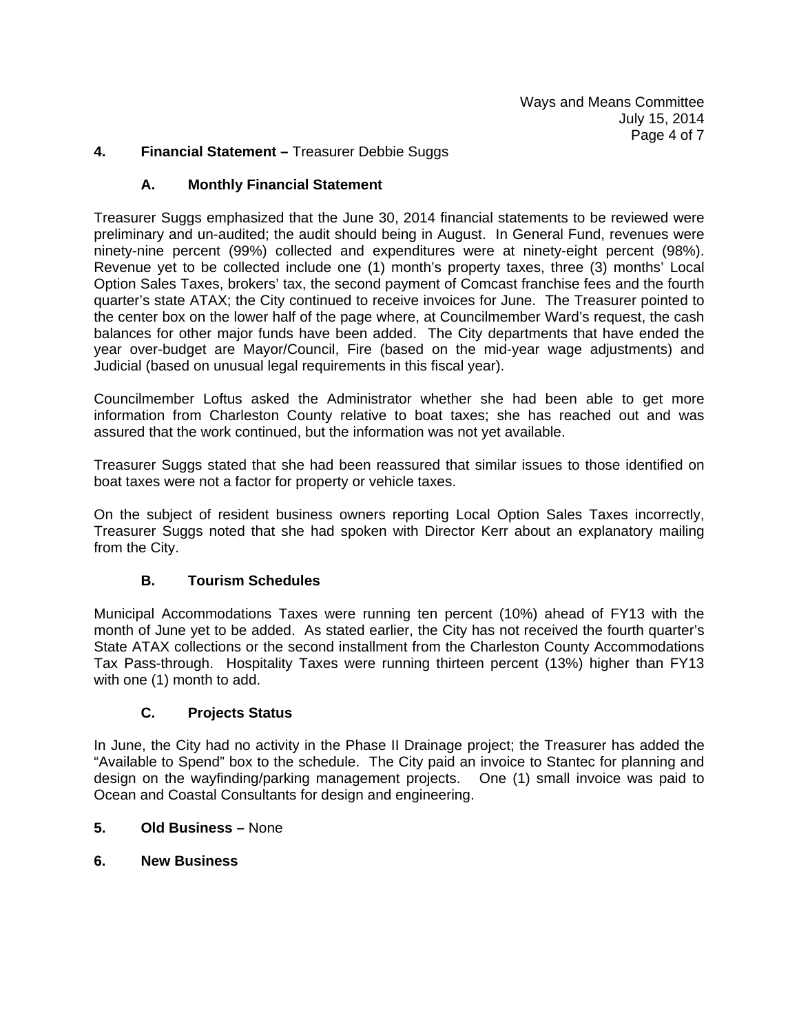## 4. Financial Statement – Treasurer Debbie Suggs

### A. Monthly Financial Statement

Treasurer Suggs emphasized that the June 30, 2014 financial statements to be reviewed were preliminary and un-audited; the audit should being in August. In General Fund, revenues were ninety-nine percent (99%) collected and expenditures were at ninety-eight percent (98%). Revenue yet to be collected include one (1) month's property taxes, three (3) months' Local Option Sales Taxes, brokers' tax, the second payment of Comcast franchise fees and the fourth quarter's state ATAX; the City continued to receive invoices for June. The Treasurer pointed to the center box on the lower half of the page where, at Councilmember Ward's request, the cash balances for other major funds have been added. The City departments that have ended the year over-budget are Mayor/Council, Fire (based on the mid-year wage adjustments) and Judicial (based on unusual legal requirements in this fiscal year).

Councilmember Loftus asked the Administrator whether she had been able to get more information from Charleston County relative to boat taxes; she has reached out and was assured that the work continued, but the information was not yet available.

Treasurer Suggs stated that she had been reassured that similar issues to those identified on boat taxes were not a factor for property or vehicle taxes.

On the subject of resident business owners reporting Local Option Sales Taxes incorrectly, Treasurer Suggs noted that she had spoken with Director Kerr about an explanatory mailing from the City.

### B. Tourism Schedules

Municipal Accommodations Taxes were running ten percent (10%) ahead of FY13 with the month of June yet to be added. As stated earlier, the City has not received the fourth quarter's State ATAX collections or the second installment from the Charleston County Accommodations Tax Pass-through. Hospitality Taxes were running thirteen percent (13%) higher than FY13 with one (1) month to add.

### C. Projects Status

In June, the City had no activity in the Phase II Drainage project; the Treasurer has added the "Available to Spend" box to the schedule. The City paid an invoice to Stantec for planning and design on the wayfinding/parking management projects. One (1) small invoice was paid to Ocean and Coastal Consultants for design and engineering.

## 5. Old Business – None

## 6. New Business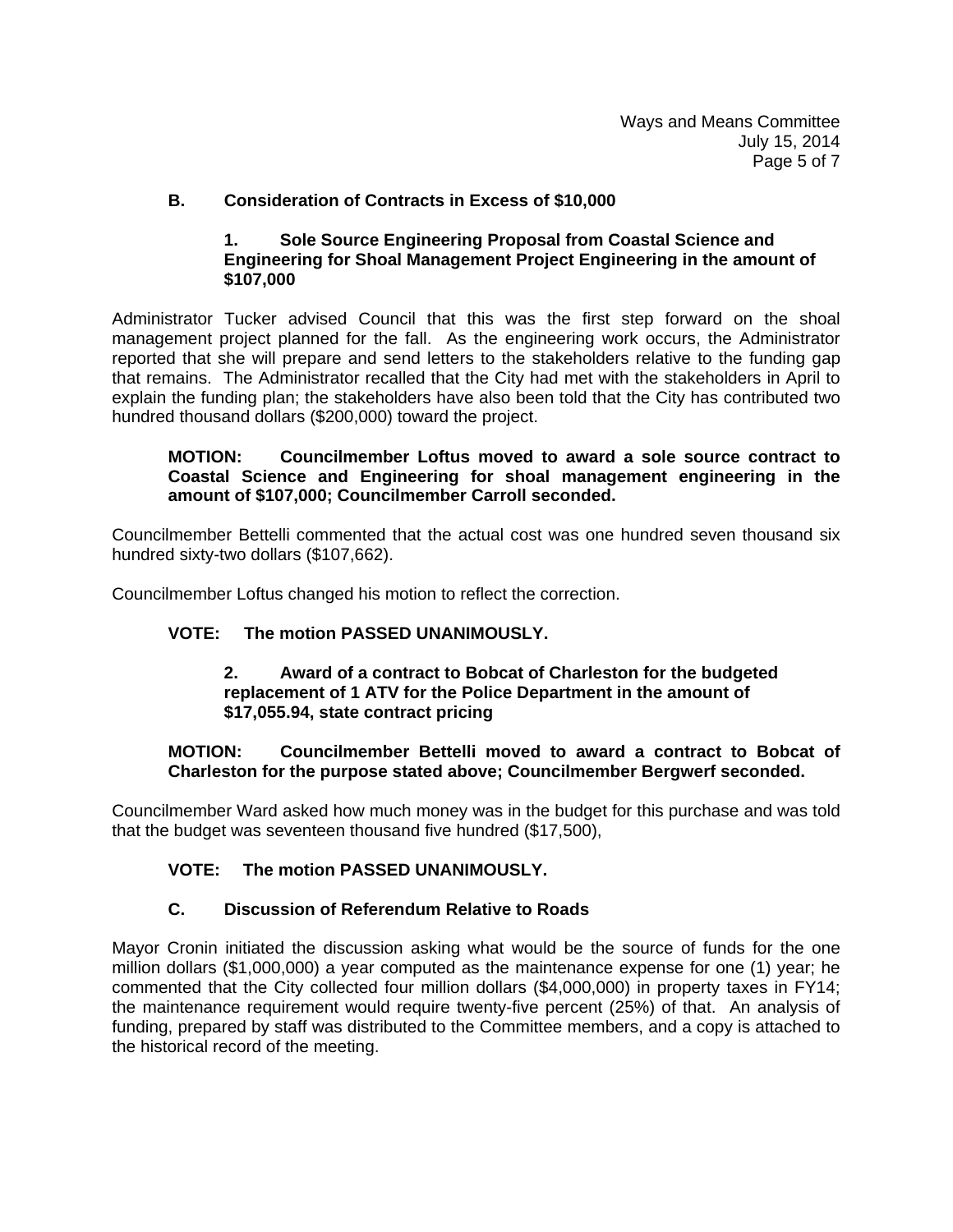### B. Consideration of Contracts in Excess of $10,000

#### 1. Sole Source Engineering Proposal from Coastal Science and Engineering for Shoal Management Project Engineering in the amount of $107,000

Administrator Tucker advised Council that this was the first step forward on the shoal management project planned for the fall. As the engineering work occurs, the Administrator reported that she will prepare and send letters to the stakeholders relative to the funding gap that remains. The Administrator recalled that the City had met with the stakeholders in April to explain the funding plan; the stakeholders have also been told that the City has contributed two hundred thousand dollars ($200,000) toward the project.

**MOTION: Councilmember Loftus moved to award a sole source contract to Coastal Science and Engineering for shoal management engineering in the amount of $107,000; Councilmember Carroll seconded.**

Councilmember Bettelli commented that the actual cost was one hundred seven thousand six hundred sixty-two dollars ($107,662).

Councilmember Loftus changed his motion to reflect the correction.

**VOTE: The motion PASSED UNANIMOUSLY.**

#### 2. Award of a contract to Bobcat of Charleston for the budgeted replacement of 1 ATV for the Police Department in the amount of $17,055.94, state contract pricing

**MOTION: Councilmember Bettelli moved to award a contract to Bobcat of Charleston for the purpose stated above; Councilmember Bergwerf seconded.**

Councilmember Ward asked how much money was in the budget for this purchase and was told that the budget was seventeen thousand five hundred ($17,500),

**VOTE: The motion PASSED UNANIMOUSLY.**

### C. Discussion of Referendum Relative to Roads

Mayor Cronin initiated the discussion asking what would be the source of funds for the one million dollars ($1,000,000) a year computed as the maintenance expense for one (1) year; he commented that the City collected four million dollars ($4,000,000) in property taxes in FY14; the maintenance requirement would require twenty-five percent (25%) of that. An analysis of funding, prepared by staff was distributed to the Committee members, and a copy is attached to the historical record of the meeting.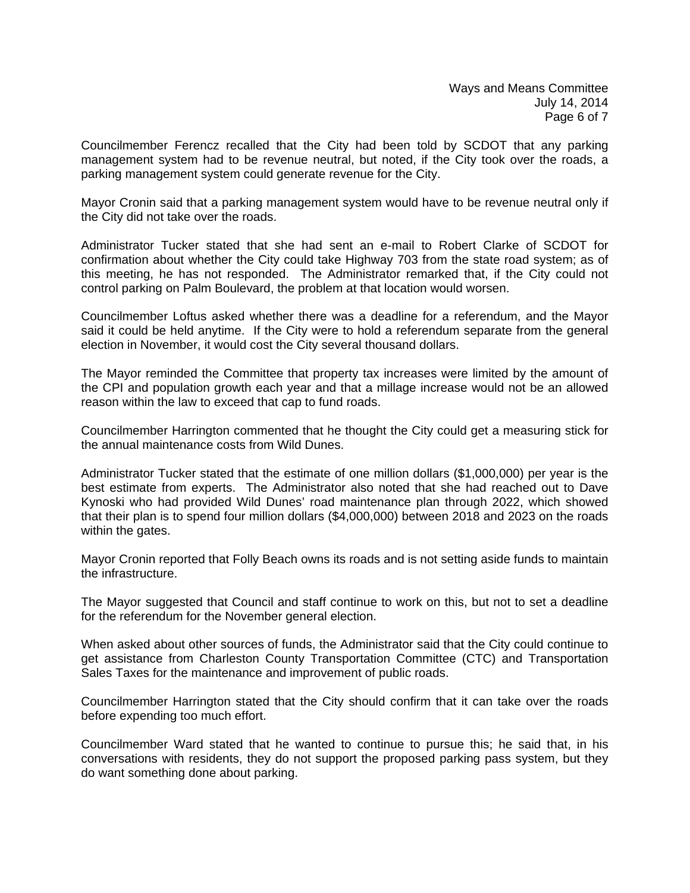Councilmember Ferencz recalled that the City had been told by SCDOT that any parking management system had to be revenue neutral, but noted, if the City took over the roads, a parking management system could generate revenue for the City.

Mayor Cronin said that a parking management system would have to be revenue neutral only if the City did not take over the roads.

Administrator Tucker stated that she had sent an e-mail to Robert Clarke of SCDOT for confirmation about whether the City could take Highway 703 from the state road system; as of this meeting, he has not responded. The Administrator remarked that, if the City could not control parking on Palm Boulevard, the problem at that location would worsen.

Councilmember Loftus asked whether there was a deadline for a referendum, and the Mayor said it could be held anytime. If the City were to hold a referendum separate from the general election in November, it would cost the City several thousand dollars.

The Mayor reminded the Committee that property tax increases were limited by the amount of the CPI and population growth each year and that a millage increase would not be an allowed reason within the law to exceed that cap to fund roads.

Councilmember Harrington commented that he thought the City could get a measuring stick for the annual maintenance costs from Wild Dunes.

Administrator Tucker stated that the estimate of one million dollars ($1,000,000) per year is the best estimate from experts. The Administrator also noted that she had reached out to Dave Kynoski who had provided Wild Dunes' road maintenance plan through 2022, which showed that their plan is to spend four million dollars ($4,000,000) between 2018 and 2023 on the roads within the gates.

Mayor Cronin reported that Folly Beach owns its roads and is not setting aside funds to maintain the infrastructure.

The Mayor suggested that Council and staff continue to work on this, but not to set a deadline for the referendum for the November general election.

When asked about other sources of funds, the Administrator said that the City could continue to get assistance from Charleston County Transportation Committee (CTC) and Transportation Sales Taxes for the maintenance and improvement of public roads.

Councilmember Harrington stated that the City should confirm that it can take over the roads before expending too much effort.

Councilmember Ward stated that he wanted to continue to pursue this; he said that, in his conversations with residents, they do not support the proposed parking pass system, but they do want something done about parking.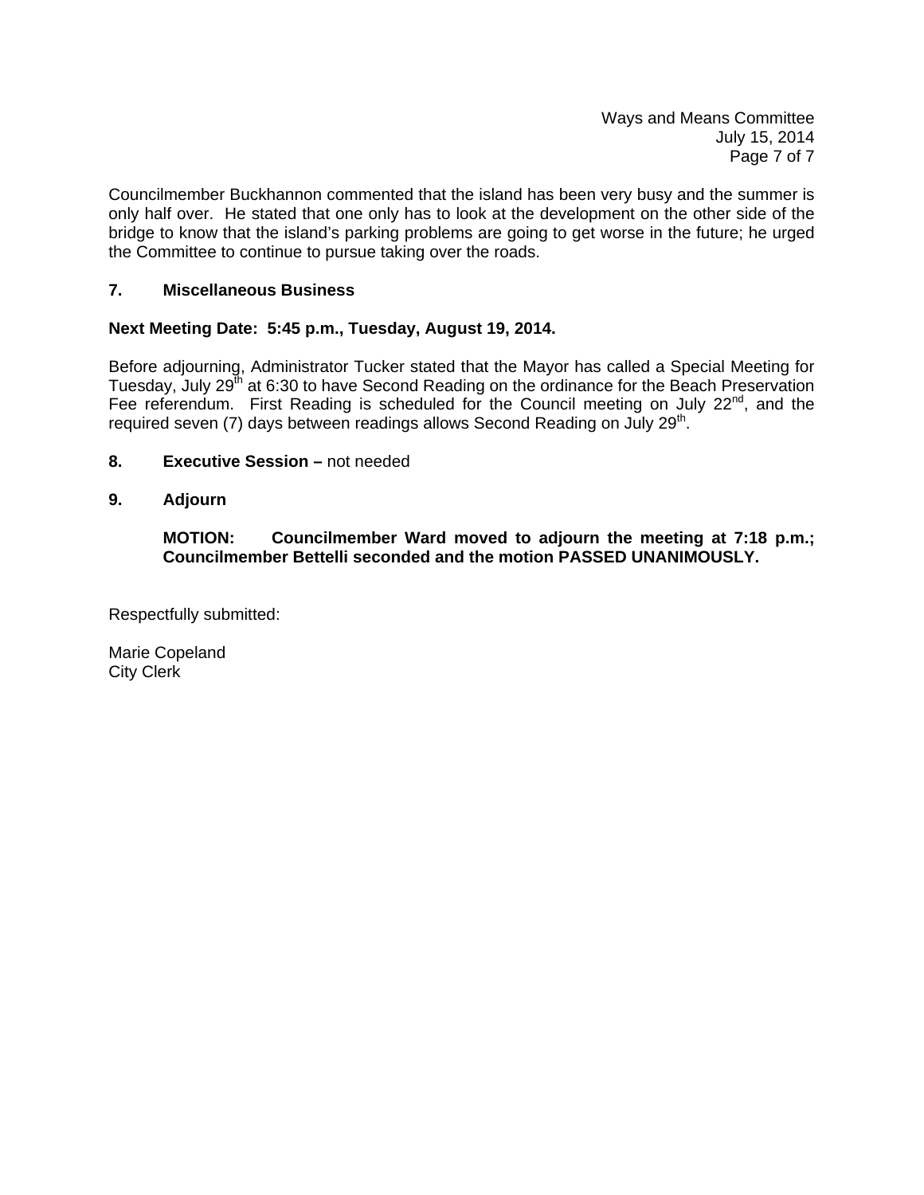Councilmember Buckhannon commented that the island has been very busy and the summer is only half over. He stated that one only has to look at the development on the other side of the bridge to know that the island's parking problems are going to get worse in the future; he urged the Committee to continue to pursue taking over the roads.

**7. Miscellaneous Business**

**Next Meeting Date: 5:45 p.m., Tuesday, August 19, 2014.**

Before adjourning, Administrator Tucker stated that the Mayor has called a Special Meeting for Tuesday, July 29th at 6:30 to have Second Reading on the ordinance for the Beach Preservation Fee referendum. First Reading is scheduled for the Council meeting on July 22nd, and the required seven (7) days between readings allows Second Reading on July 29th.

**8. Executive Session –** not needed

**9. Adjourn**

**MOTION: Councilmember Ward moved to adjourn the meeting at 7:18 p.m.; Councilmember Bettelli seconded and the motion PASSED UNANIMOUSLY.**

Respectfully submitted:

Marie Copeland
City Clerk